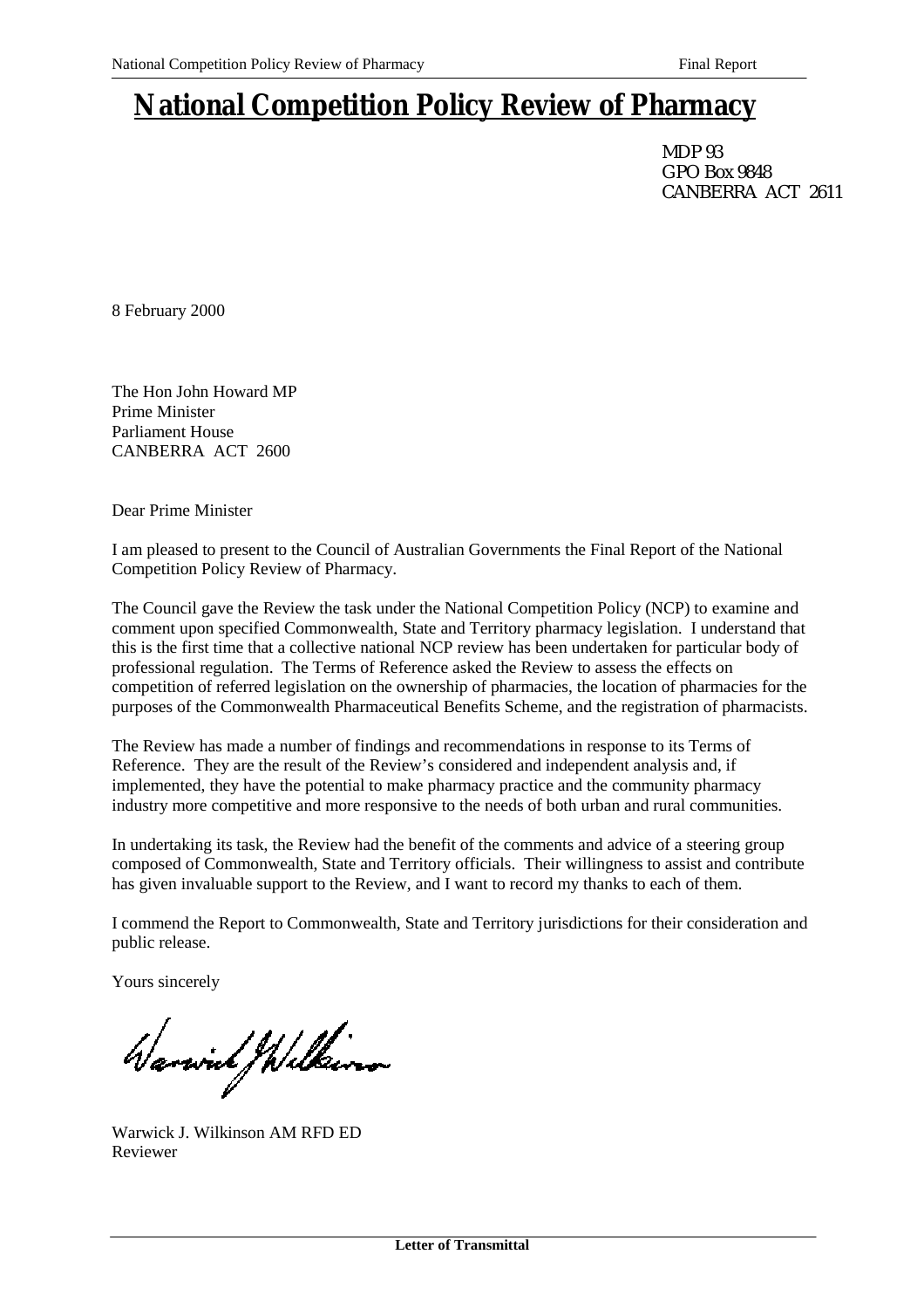# National Competition Policy Review of Pharmacy

MDP 93
GPO Box 9848
CANBERRA ACT 2611

8 February 2000

The Hon John Howard MP
Prime Minister
Parliament House
CANBERRA ACT 2600

Dear Prime Minister

I am pleased to present to the Council of Australian Governments the Final Report of the National Competition Policy Review of Pharmacy.

The Council gave the Review the task under the National Competition Policy (NCP) to examine and comment upon specified Commonwealth, State and Territory pharmacy legislation. I understand that this is the first time that a collective national NCP review has been undertaken for particular body of professional regulation. The Terms of Reference asked the Review to assess the effects on competition of referred legislation on the ownership of pharmacies, the location of pharmacies for the purposes of the Commonwealth Pharmaceutical Benefits Scheme, and the registration of pharmacists.

The Review has made a number of findings and recommendations in response to its Terms of Reference. They are the result of the Review's considered and independent analysis and, if implemented, they have the potential to make pharmacy practice and the community pharmacy industry more competitive and more responsive to the needs of both urban and rural communities.

In undertaking its task, the Review had the benefit of the comments and advice of a steering group composed of Commonwealth, State and Territory officials. Their willingness to assist and contribute has given invaluable support to the Review, and I want to record my thanks to each of them.

I commend the Report to Commonwealth, State and Territory jurisdictions for their consideration and public release.

Yours sincerely

Warwick J. Wilkinson AM RFD ED
Reviewer

**Letter of Transmittal**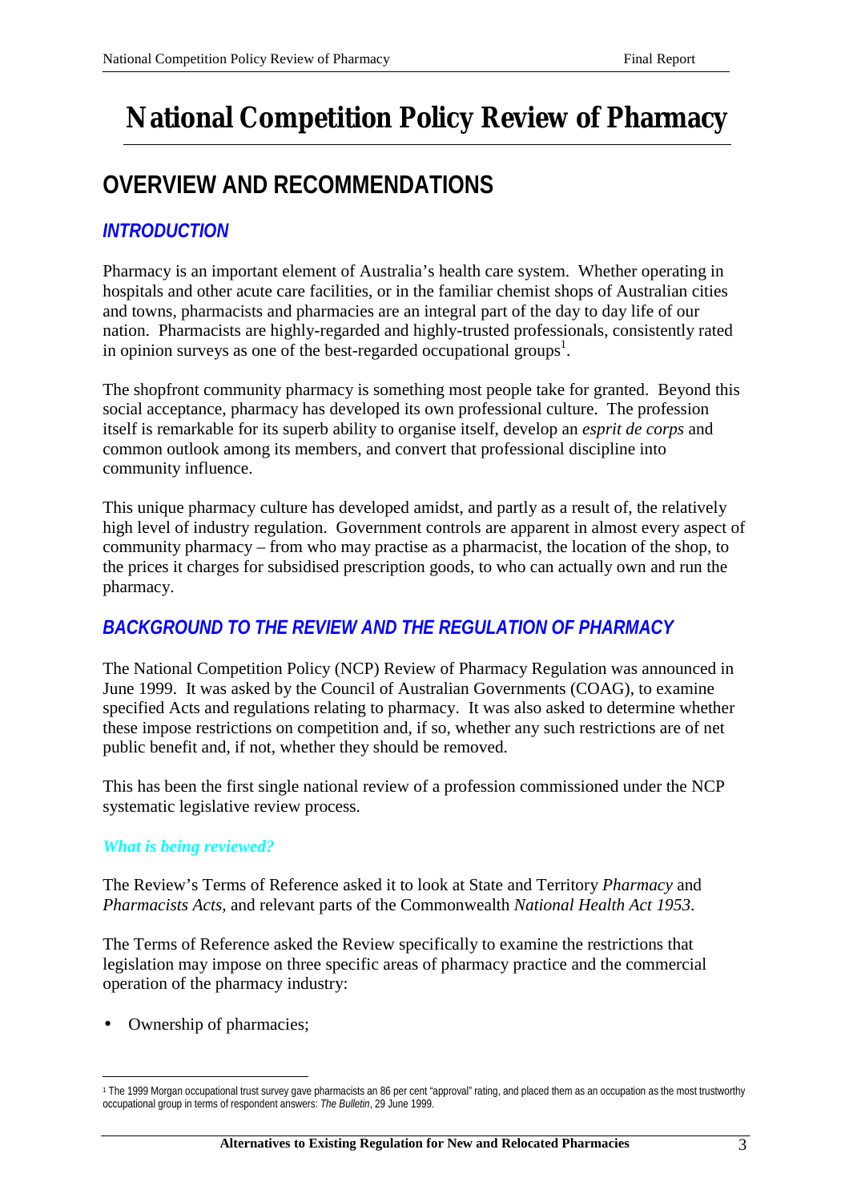# National Competition Policy Review of Pharmacy

## OVERVIEW AND RECOMMENDATIONS

### *INTRODUCTION*

Pharmacy is an important element of Australia's health care system. Whether operating in hospitals and other acute care facilities, or in the familiar chemist shops of Australian cities and towns, pharmacists and pharmacies are an integral part of the day to day life of our nation. Pharmacists are highly-regarded and highly-trusted professionals, consistently rated in opinion surveys as one of the best-regarded occupational groups[1].

The shopfront community pharmacy is something most people take for granted. Beyond this social acceptance, pharmacy has developed its own professional culture. The profession itself is remarkable for its superb ability to organise itself, develop an *esprit de corps* and common outlook among its members, and convert that professional discipline into community influence.

This unique pharmacy culture has developed amidst, and partly as a result of, the relatively high level of industry regulation. Government controls are apparent in almost every aspect of community pharmacy – from who may practise as a pharmacist, the location of the shop, to the prices it charges for subsidised prescription goods, to who can actually own and run the pharmacy.

### *BACKGROUND TO THE REVIEW AND THE REGULATION OF PHARMACY*

The National Competition Policy (NCP) Review of Pharmacy Regulation was announced in June 1999. It was asked by the Council of Australian Governments (COAG), to examine specified Acts and regulations relating to pharmacy. It was also asked to determine whether these impose restrictions on competition and, if so, whether any such restrictions are of net public benefit and, if not, whether they should be removed.

This has been the first single national review of a profession commissioned under the NCP systematic legislative review process.

#### *What is being reviewed?*

The Review's Terms of Reference asked it to look at State and Territory *Pharmacy* and *Pharmacists Acts*, and relevant parts of the Commonwealth *National Health Act 1953*.

The Terms of Reference asked the Review specifically to examine the restrictions that legislation may impose on three specific areas of pharmacy practice and the commercial operation of the pharmacy industry:

- Ownership of pharmacies;

---

[1] The 1999 Morgan occupational trust survey gave pharmacists an 86 per cent "approval" rating, and placed them as an occupation as the most trustworthy occupational group in terms of respondent answers: *The Bulletin*, 29 June 1999.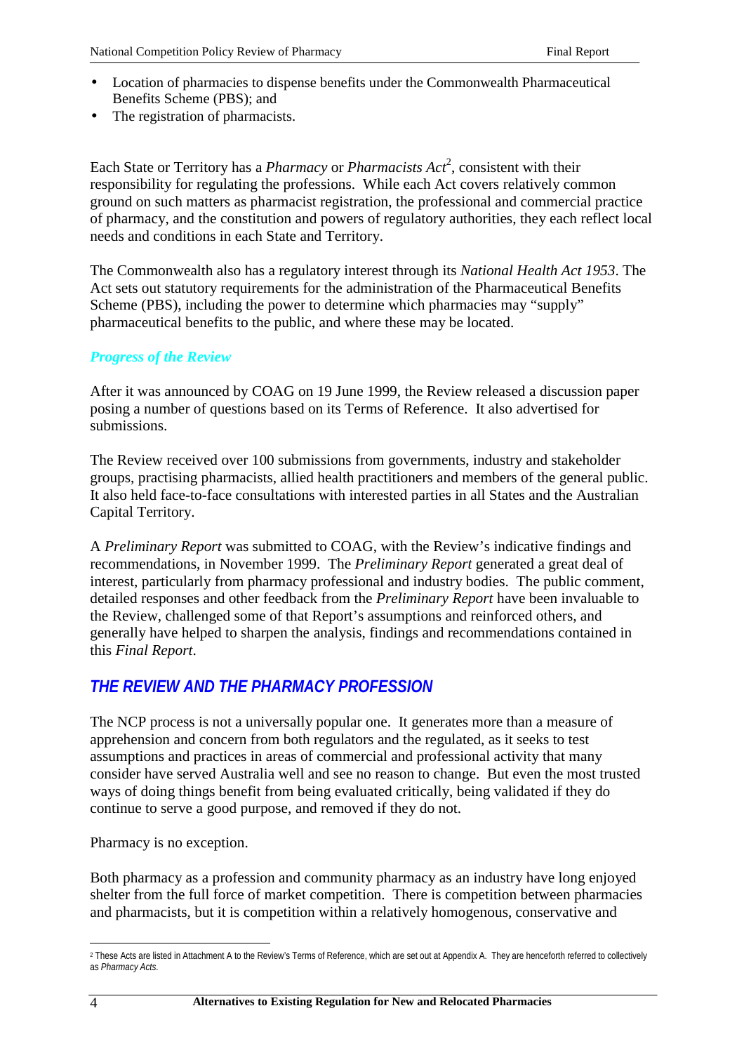- Location of pharmacies to dispense benefits under the Commonwealth Pharmaceutical Benefits Scheme (PBS); and
- The registration of pharmacists.

Each State or Territory has a *Pharmacy* or *Pharmacists Act*[2], consistent with their responsibility for regulating the professions. While each Act covers relatively common ground on such matters as pharmacist registration, the professional and commercial practice of pharmacy, and the constitution and powers of regulatory authorities, they each reflect local needs and conditions in each State and Territory.

The Commonwealth also has a regulatory interest through its *National Health Act 1953*. The Act sets out statutory requirements for the administration of the Pharmaceutical Benefits Scheme (PBS), including the power to determine which pharmacies may "supply" pharmaceutical benefits to the public, and where these may be located.

### *Progress of the Review*

After it was announced by COAG on 19 June 1999, the Review released a discussion paper posing a number of questions based on its Terms of Reference. It also advertised for submissions.

The Review received over 100 submissions from governments, industry and stakeholder groups, practising pharmacists, allied health practitioners and members of the general public. It also held face-to-face consultations with interested parties in all States and the Australian Capital Territory.

A *Preliminary Report* was submitted to COAG, with the Review's indicative findings and recommendations, in November 1999. The *Preliminary Report* generated a great deal of interest, particularly from pharmacy professional and industry bodies. The public comment, detailed responses and other feedback from the *Preliminary Report* have been invaluable to the Review, challenged some of that Report's assumptions and reinforced others, and generally have helped to sharpen the analysis, findings and recommendations contained in this *Final Report*.

## *THE REVIEW AND THE PHARMACY PROFESSION*

The NCP process is not a universally popular one. It generates more than a measure of apprehension and concern from both regulators and the regulated, as it seeks to test assumptions and practices in areas of commercial and professional activity that many consider have served Australia well and see no reason to change. But even the most trusted ways of doing things benefit from being evaluated critically, being validated if they do continue to serve a good purpose, and removed if they do not.

Pharmacy is no exception.

Both pharmacy as a profession and community pharmacy as an industry have long enjoyed shelter from the full force of market competition. There is competition between pharmacies and pharmacists, but it is competition within a relatively homogenous, conservative and

---

[2] These Acts are listed in Attachment A to the Review's Terms of Reference, which are set out at Appendix A. They are henceforth referred to collectively as *Pharmacy Acts*.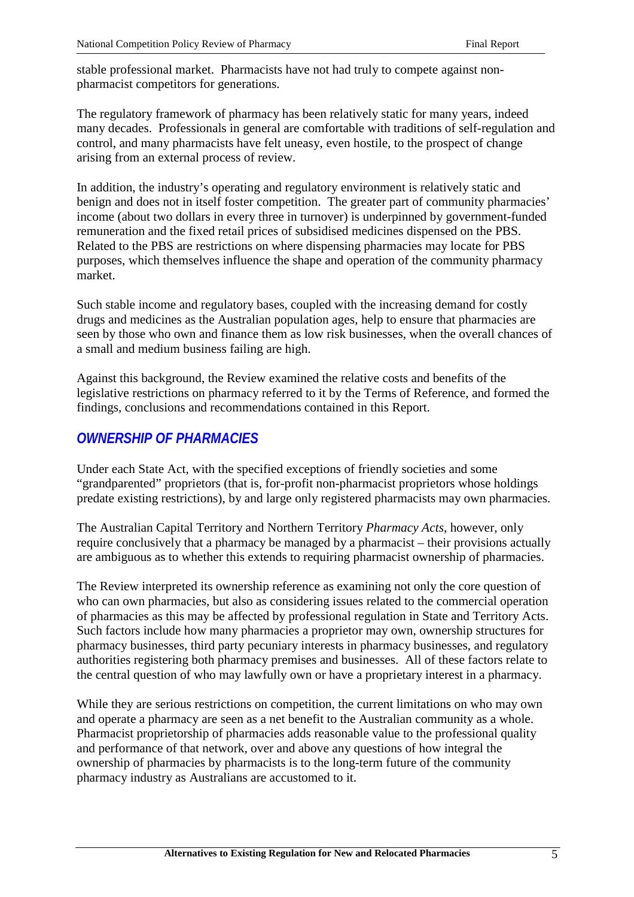stable professional market. Pharmacists have not had truly to compete against non-pharmacist competitors for generations.

The regulatory framework of pharmacy has been relatively static for many years, indeed many decades. Professionals in general are comfortable with traditions of self-regulation and control, and many pharmacists have felt uneasy, even hostile, to the prospect of change arising from an external process of review.

In addition, the industry's operating and regulatory environment is relatively static and benign and does not in itself foster competition. The greater part of community pharmacies' income (about two dollars in every three in turnover) is underpinned by government-funded remuneration and the fixed retail prices of subsidised medicines dispensed on the PBS. Related to the PBS are restrictions on where dispensing pharmacies may locate for PBS purposes, which themselves influence the shape and operation of the community pharmacy market.

Such stable income and regulatory bases, coupled with the increasing demand for costly drugs and medicines as the Australian population ages, help to ensure that pharmacies are seen by those who own and finance them as low risk businesses, when the overall chances of a small and medium business failing are high.

Against this background, the Review examined the relative costs and benefits of the legislative restrictions on pharmacy referred to it by the Terms of Reference, and formed the findings, conclusions and recommendations contained in this Report.

## *OWNERSHIP OF PHARMACIES*

Under each State Act, with the specified exceptions of friendly societies and some "grandparented" proprietors (that is, for-profit non-pharmacist proprietors whose holdings predate existing restrictions), by and large only registered pharmacists may own pharmacies.

The Australian Capital Territory and Northern Territory *Pharmacy Acts*, however, only require conclusively that a pharmacy be managed by a pharmacist – their provisions actually are ambiguous as to whether this extends to requiring pharmacist ownership of pharmacies.

The Review interpreted its ownership reference as examining not only the core question of who can own pharmacies, but also as considering issues related to the commercial operation of pharmacies as this may be affected by professional regulation in State and Territory Acts. Such factors include how many pharmacies a proprietor may own, ownership structures for pharmacy businesses, third party pecuniary interests in pharmacy businesses, and regulatory authorities registering both pharmacy premises and businesses. All of these factors relate to the central question of who may lawfully own or have a proprietary interest in a pharmacy.

While they are serious restrictions on competition, the current limitations on who may own and operate a pharmacy are seen as a net benefit to the Australian community as a whole. Pharmacist proprietorship of pharmacies adds reasonable value to the professional quality and performance of that network, over and above any questions of how integral the ownership of pharmacies by pharmacists is to the long-term future of the community pharmacy industry as Australians are accustomed to it.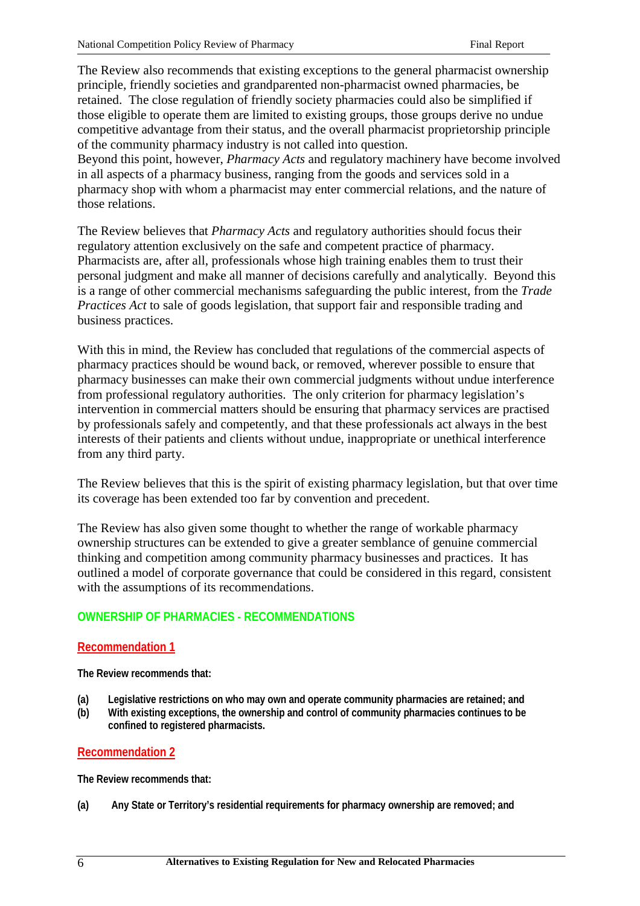The Review also recommends that existing exceptions to the general pharmacist ownership principle, friendly societies and grandparented non-pharmacist owned pharmacies, be retained. The close regulation of friendly society pharmacies could also be simplified if those eligible to operate them are limited to existing groups, those groups derive no undue competitive advantage from their status, and the overall pharmacist proprietorship principle of the community pharmacy industry is not called into question.
Beyond this point, however, *Pharmacy Acts* and regulatory machinery have become involved in all aspects of a pharmacy business, ranging from the goods and services sold in a pharmacy shop with whom a pharmacist may enter commercial relations, and the nature of those relations.

The Review believes that *Pharmacy Acts* and regulatory authorities should focus their regulatory attention exclusively on the safe and competent practice of pharmacy. Pharmacists are, after all, professionals whose high training enables them to trust their personal judgment and make all manner of decisions carefully and analytically. Beyond this is a range of other commercial mechanisms safeguarding the public interest, from the *Trade Practices Act* to sale of goods legislation, that support fair and responsible trading and business practices.

With this in mind, the Review has concluded that regulations of the commercial aspects of pharmacy practices should be wound back, or removed, wherever possible to ensure that pharmacy businesses can make their own commercial judgments without undue interference from professional regulatory authorities. The only criterion for pharmacy legislation's intervention in commercial matters should be ensuring that pharmacy services are practised by professionals safely and competently, and that these professionals act always in the best interests of their patients and clients without undue, inappropriate or unethical interference from any third party.

The Review believes that this is the spirit of existing pharmacy legislation, but that over time its coverage has been extended too far by convention and precedent.

The Review has also given some thought to whether the range of workable pharmacy ownership structures can be extended to give a greater semblance of genuine commercial thinking and competition among community pharmacy businesses and practices. It has outlined a model of corporate governance that could be considered in this regard, consistent with the assumptions of its recommendations.

## OWNERSHIP OF PHARMACIES - RECOMMENDATIONS

### Recommendation 1

**The Review recommends that:**

**(a) Legislative restrictions on who may own and operate community pharmacies are retained; and**
**(b) With existing exceptions, the ownership and control of community pharmacies continues to be confined to registered pharmacists.**

### Recommendation 2

**The Review recommends that:**

**(a) Any State or Territory's residential requirements for pharmacy ownership are removed; and**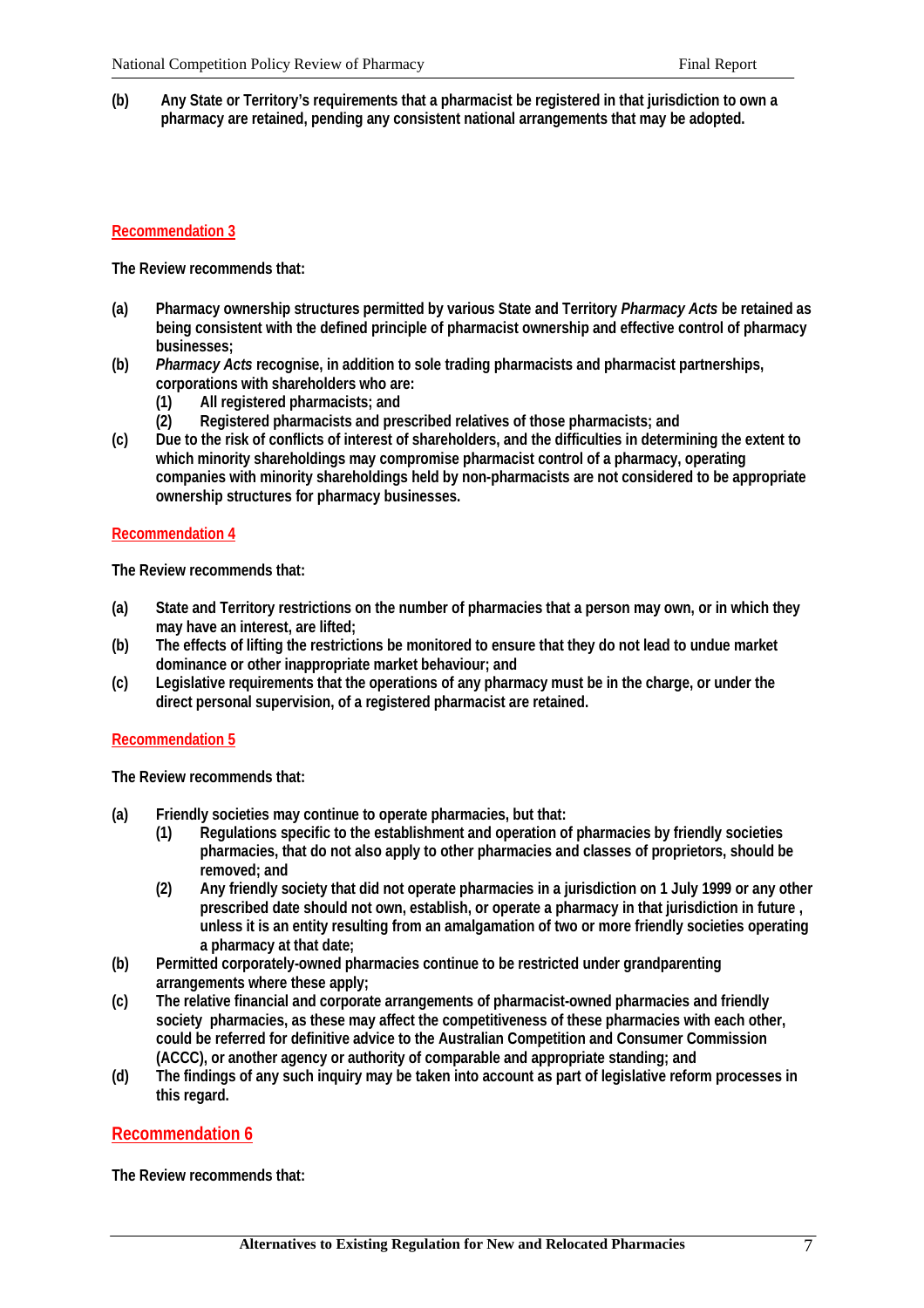**(b) Any State or Territory's requirements that a pharmacist be registered in that jurisdiction to own a pharmacy are retained, pending any consistent national arrangements that may be adopted.**

## Recommendation 3

**The Review recommends that:**

- **(a) Pharmacy ownership structures permitted by various State and Territory *Pharmacy Acts* be retained as being consistent with the defined principle of pharmacist ownership and effective control of pharmacy businesses;**
- **(b) *Pharmacy Acts* recognise, in addition to sole trading pharmacists and pharmacist partnerships, corporations with shareholders who are:**
  - **(1) All registered pharmacists; and**
  - **(2) Registered pharmacists and prescribed relatives of those pharmacists; and**
- **(c) Due to the risk of conflicts of interest of shareholders, and the difficulties in determining the extent to which minority shareholdings may compromise pharmacist control of a pharmacy, operating companies with minority shareholdings held by non-pharmacists are not considered to be appropriate ownership structures for pharmacy businesses.**

## Recommendation 4

**The Review recommends that:**

- **(a) State and Territory restrictions on the number of pharmacies that a person may own, or in which they may have an interest, are lifted;**
- **(b) The effects of lifting the restrictions be monitored to ensure that they do not lead to undue market dominance or other inappropriate market behaviour; and**
- **(c) Legislative requirements that the operations of any pharmacy must be in the charge, or under the direct personal supervision, of a registered pharmacist are retained.**

## Recommendation 5

**The Review recommends that:**

- **(a) Friendly societies may continue to operate pharmacies, but that:**
  - **(1) Regulations specific to the establishment and operation of pharmacies by friendly societies pharmacies, that do not also apply to other pharmacies and classes of proprietors, should be removed; and**
  - **(2) Any friendly society that did not operate pharmacies in a jurisdiction on 1 July 1999 or any other prescribed date should not own, establish, or operate a pharmacy in that jurisdiction in future , unless it is an entity resulting from an amalgamation of two or more friendly societies operating a pharmacy at that date;**
- **(b) Permitted corporately-owned pharmacies continue to be restricted under grandparenting arrangements where these apply;**
- **(c) The relative financial and corporate arrangements of pharmacist-owned pharmacies and friendly society pharmacies, as these may affect the competitiveness of these pharmacies with each other, could be referred for definitive advice to the Australian Competition and Consumer Commission (ACCC), or another agency or authority of comparable and appropriate standing; and**
- **(d) The findings of any such inquiry may be taken into account as part of legislative reform processes in this regard.**

## Recommendation 6

**The Review recommends that:**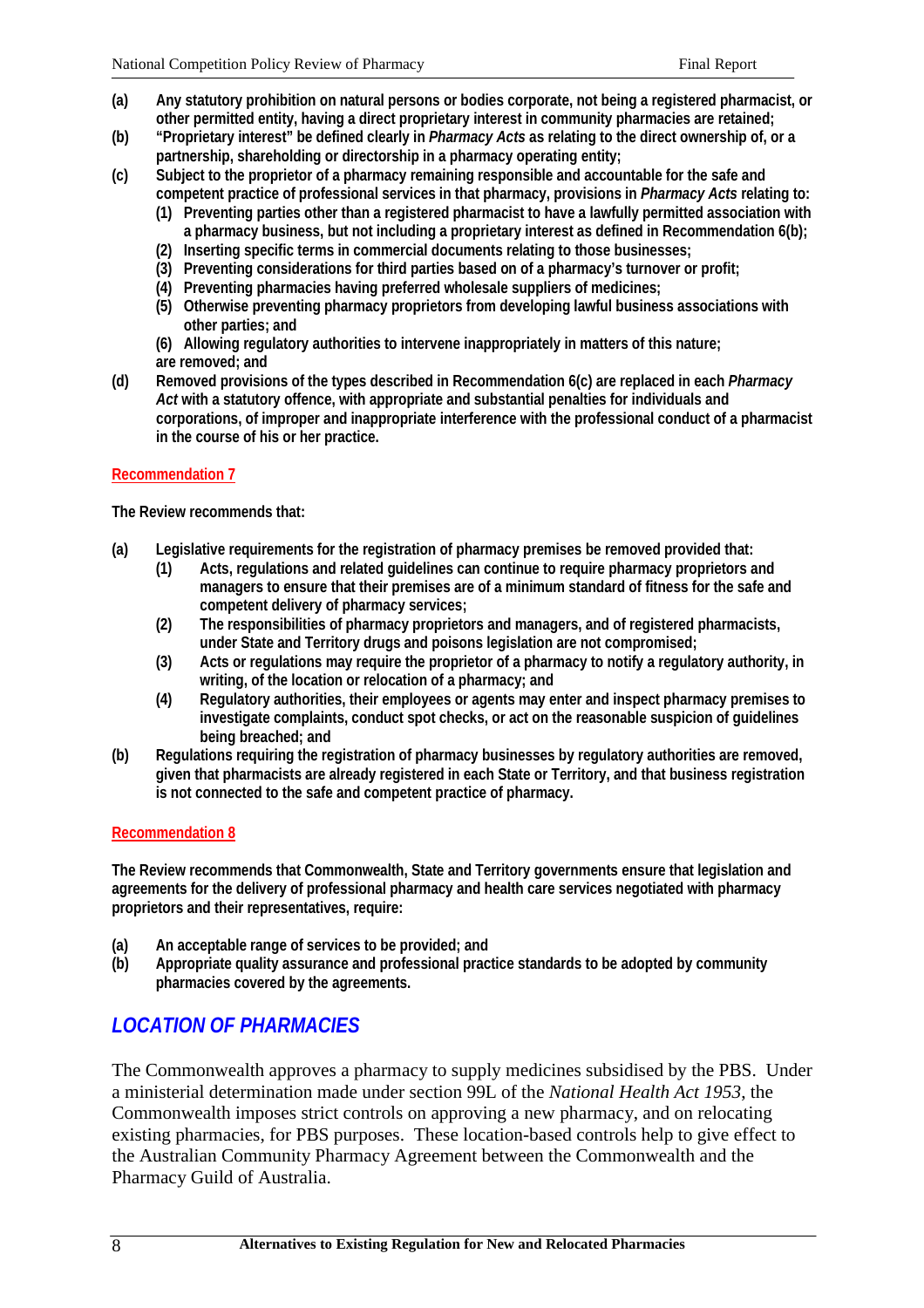**(a)** **Any statutory prohibition on natural persons or bodies corporate, not being a registered pharmacist, or other permitted entity, having a direct proprietary interest in community pharmacies are retained;**

**(b)** **"Proprietary interest" be defined clearly in *Pharmacy Acts* as relating to the direct ownership of, or a partnership, shareholding or directorship in a pharmacy operating entity;**

**(c)** **Subject to the proprietor of a pharmacy remaining responsible and accountable for the safe and competent practice of professional services in that pharmacy, provisions in *Pharmacy Acts* relating to:**

- **(1)** **Preventing parties other than a registered pharmacist to have a lawfully permitted association with a pharmacy business, but not including a proprietary interest as defined in Recommendation 6(b);**
- **(2)** **Inserting specific terms in commercial documents relating to those businesses;**
- **(3)** **Preventing considerations for third parties based on of a pharmacy's turnover or profit;**
- **(4)** **Preventing pharmacies having preferred wholesale suppliers of medicines;**
- **(5)** **Otherwise preventing pharmacy proprietors from developing lawful business associations with other parties; and**
- **(6)** **Allowing regulatory authorities to intervene inappropriately in matters of this nature;**

**are removed; and**

**(d)** **Removed provisions of the types described in Recommendation 6(c) are replaced in each *Pharmacy Act* with a statutory offence, with appropriate and substantial penalties for individuals and corporations, of improper and inappropriate interference with the professional conduct of a pharmacist in the course of his or her practice.**

**Recommendation 7**

**The Review recommends that:**

**(a)** **Legislative requirements for the registration of pharmacy premises be removed provided that:**

- **(1)** **Acts, regulations and related guidelines can continue to require pharmacy proprietors and managers to ensure that their premises are of a minimum standard of fitness for the safe and competent delivery of pharmacy services;**
- **(2)** **The responsibilities of pharmacy proprietors and managers, and of registered pharmacists, under State and Territory drugs and poisons legislation are not compromised;**
- **(3)** **Acts or regulations may require the proprietor of a pharmacy to notify a regulatory authority, in writing, of the location or relocation of a pharmacy; and**
- **(4)** **Regulatory authorities, their employees or agents may enter and inspect pharmacy premises to investigate complaints, conduct spot checks, or act on the reasonable suspicion of guidelines being breached; and**

**(b)** **Regulations requiring the registration of pharmacy businesses by regulatory authorities are removed, given that pharmacists are already registered in each State or Territory, and that business registration is not connected to the safe and competent practice of pharmacy.**

**Recommendation 8**

**The Review recommends that Commonwealth, State and Territory governments ensure that legislation and agreements for the delivery of professional pharmacy and health care services negotiated with pharmacy proprietors and their representatives, require:**

**(a)** **An acceptable range of services to be provided; and**

**(b)** **Appropriate quality assurance and professional practice standards to be adopted by community pharmacies covered by the agreements.**

## LOCATION OF PHARMACIES

The Commonwealth approves a pharmacy to supply medicines subsidised by the PBS. Under a ministerial determination made under section 99L of the *National Health Act 1953*, the Commonwealth imposes strict controls on approving a new pharmacy, and on relocating existing pharmacies, for PBS purposes. These location-based controls help to give effect to the Australian Community Pharmacy Agreement between the Commonwealth and the Pharmacy Guild of Australia.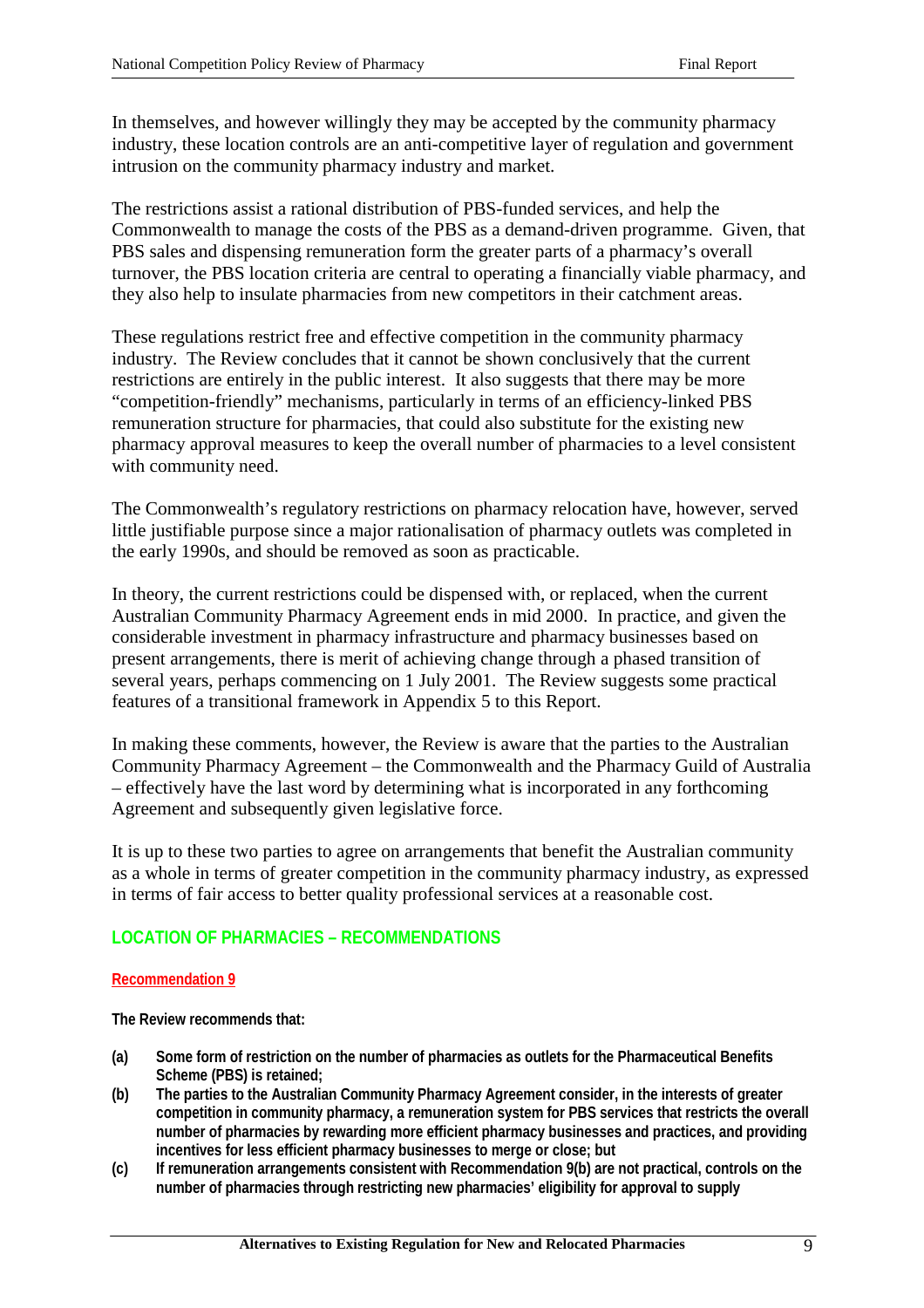In themselves, and however willingly they may be accepted by the community pharmacy industry, these location controls are an anti-competitive layer of regulation and government intrusion on the community pharmacy industry and market.

The restrictions assist a rational distribution of PBS-funded services, and help the Commonwealth to manage the costs of the PBS as a demand-driven programme. Given, that PBS sales and dispensing remuneration form the greater parts of a pharmacy's overall turnover, the PBS location criteria are central to operating a financially viable pharmacy, and they also help to insulate pharmacies from new competitors in their catchment areas.

These regulations restrict free and effective competition in the community pharmacy industry. The Review concludes that it cannot be shown conclusively that the current restrictions are entirely in the public interest. It also suggests that there may be more "competition-friendly" mechanisms, particularly in terms of an efficiency-linked PBS remuneration structure for pharmacies, that could also substitute for the existing new pharmacy approval measures to keep the overall number of pharmacies to a level consistent with community need.

The Commonwealth's regulatory restrictions on pharmacy relocation have, however, served little justifiable purpose since a major rationalisation of pharmacy outlets was completed in the early 1990s, and should be removed as soon as practicable.

In theory, the current restrictions could be dispensed with, or replaced, when the current Australian Community Pharmacy Agreement ends in mid 2000. In practice, and given the considerable investment in pharmacy infrastructure and pharmacy businesses based on present arrangements, there is merit of achieving change through a phased transition of several years, perhaps commencing on 1 July 2001. The Review suggests some practical features of a transitional framework in Appendix 5 to this Report.

In making these comments, however, the Review is aware that the parties to the Australian Community Pharmacy Agreement – the Commonwealth and the Pharmacy Guild of Australia – effectively have the last word by determining what is incorporated in any forthcoming Agreement and subsequently given legislative force.

It is up to these two parties to agree on arrangements that benefit the Australian community as a whole in terms of greater competition in the community pharmacy industry, as expressed in terms of fair access to better quality professional services at a reasonable cost.

## LOCATION OF PHARMACIES – RECOMMENDATIONS

### Recommendation 9

**The Review recommends that:**

**(a)** **Some form of restriction on the number of pharmacies as outlets for the Pharmaceutical Benefits Scheme (PBS) is retained;**

**(b)** **The parties to the Australian Community Pharmacy Agreement consider, in the interests of greater competition in community pharmacy, a remuneration system for PBS services that restricts the overall number of pharmacies by rewarding more efficient pharmacy businesses and practices, and providing incentives for less efficient pharmacy businesses to merge or close; but**

**(c)** **If remuneration arrangements consistent with Recommendation 9(b) are not practical, controls on the number of pharmacies through restricting new pharmacies' eligibility for approval to supply**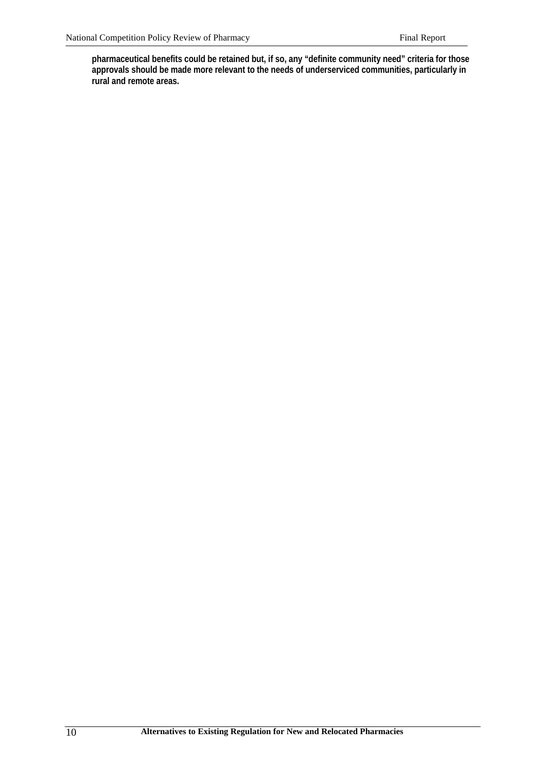**pharmaceutical benefits could be retained but, if so, any "definite community need" criteria for those approvals should be made more relevant to the needs of underserviced communities, particularly in rural and remote areas.**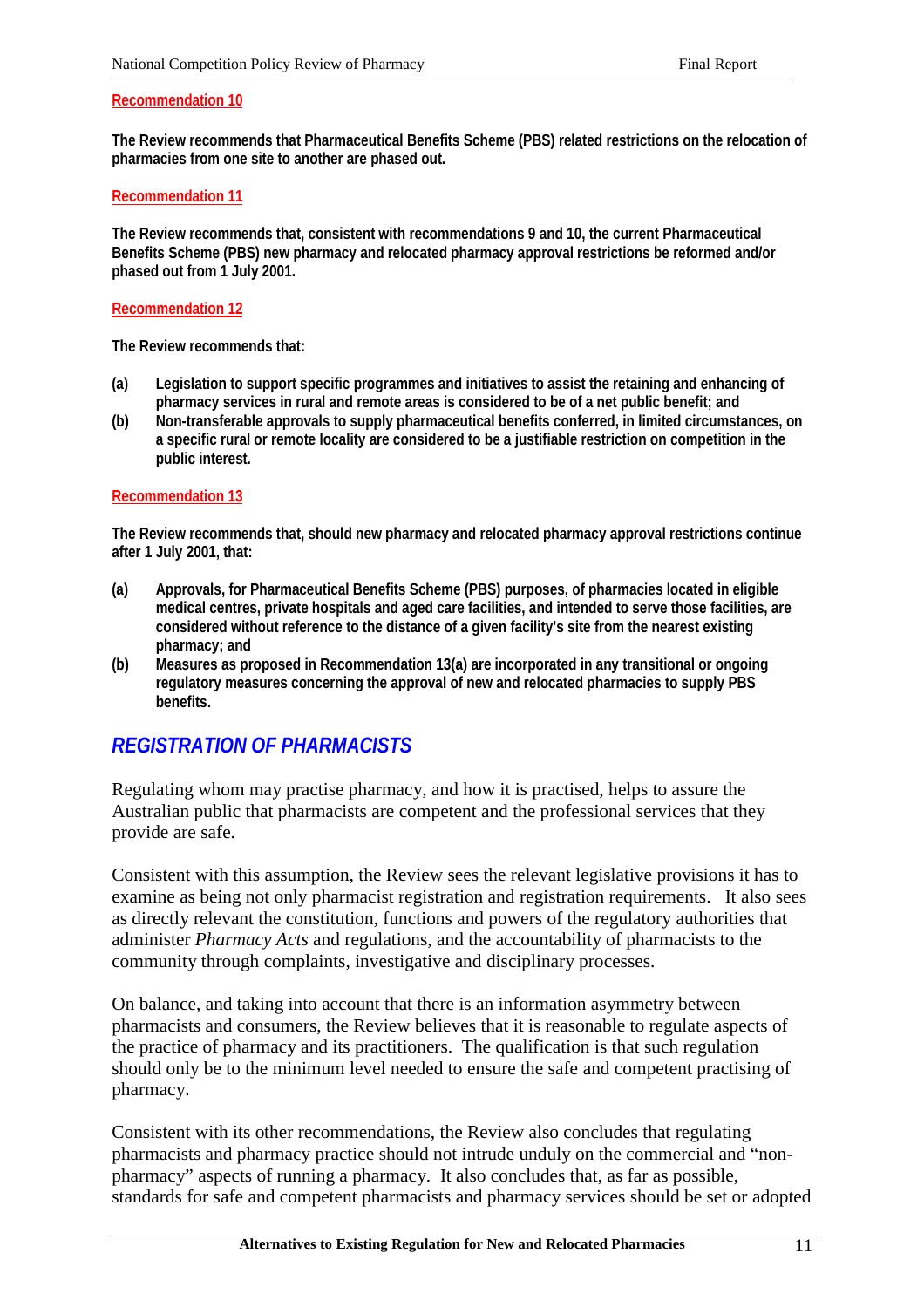**Recommendation 10**

**The Review recommends that Pharmaceutical Benefits Scheme (PBS) related restrictions on the relocation of pharmacies from one site to another are phased out.**

**Recommendation 11**

**The Review recommends that, consistent with recommendations 9 and 10, the current Pharmaceutical Benefits Scheme (PBS) new pharmacy and relocated pharmacy approval restrictions be reformed and/or phased out from 1 July 2001.**

**Recommendation 12**

**The Review recommends that:**

**(a) Legislation to support specific programmes and initiatives to assist the retaining and enhancing of pharmacy services in rural and remote areas is considered to be of a net public benefit; and**

**(b) Non-transferable approvals to supply pharmaceutical benefits conferred, in limited circumstances, on a specific rural or remote locality are considered to be a justifiable restriction on competition in the public interest.**

**Recommendation 13**

**The Review recommends that, should new pharmacy and relocated pharmacy approval restrictions continue after 1 July 2001, that:**

**(a) Approvals, for Pharmaceutical Benefits Scheme (PBS) purposes, of pharmacies located in eligible medical centres, private hospitals and aged care facilities, and intended to serve those facilities, are considered without reference to the distance of a given facility's site from the nearest existing pharmacy; and**

**(b) Measures as proposed in Recommendation 13(a) are incorporated in any transitional or ongoing regulatory measures concerning the approval of new and relocated pharmacies to supply PBS benefits.**

## *REGISTRATION OF PHARMACISTS*

Regulating whom may practise pharmacy, and how it is practised, helps to assure the Australian public that pharmacists are competent and the professional services that they provide are safe.

Consistent with this assumption, the Review sees the relevant legislative provisions it has to examine as being not only pharmacist registration and registration requirements. It also sees as directly relevant the constitution, functions and powers of the regulatory authorities that administer *Pharmacy Acts* and regulations, and the accountability of pharmacists to the community through complaints, investigative and disciplinary processes.

On balance, and taking into account that there is an information asymmetry between pharmacists and consumers, the Review believes that it is reasonable to regulate aspects of the practice of pharmacy and its practitioners. The qualification is that such regulation should only be to the minimum level needed to ensure the safe and competent practising of pharmacy.

Consistent with its other recommendations, the Review also concludes that regulating pharmacists and pharmacy practice should not intrude unduly on the commercial and "non-pharmacy" aspects of running a pharmacy. It also concludes that, as far as possible, standards for safe and competent pharmacists and pharmacy services should be set or adopted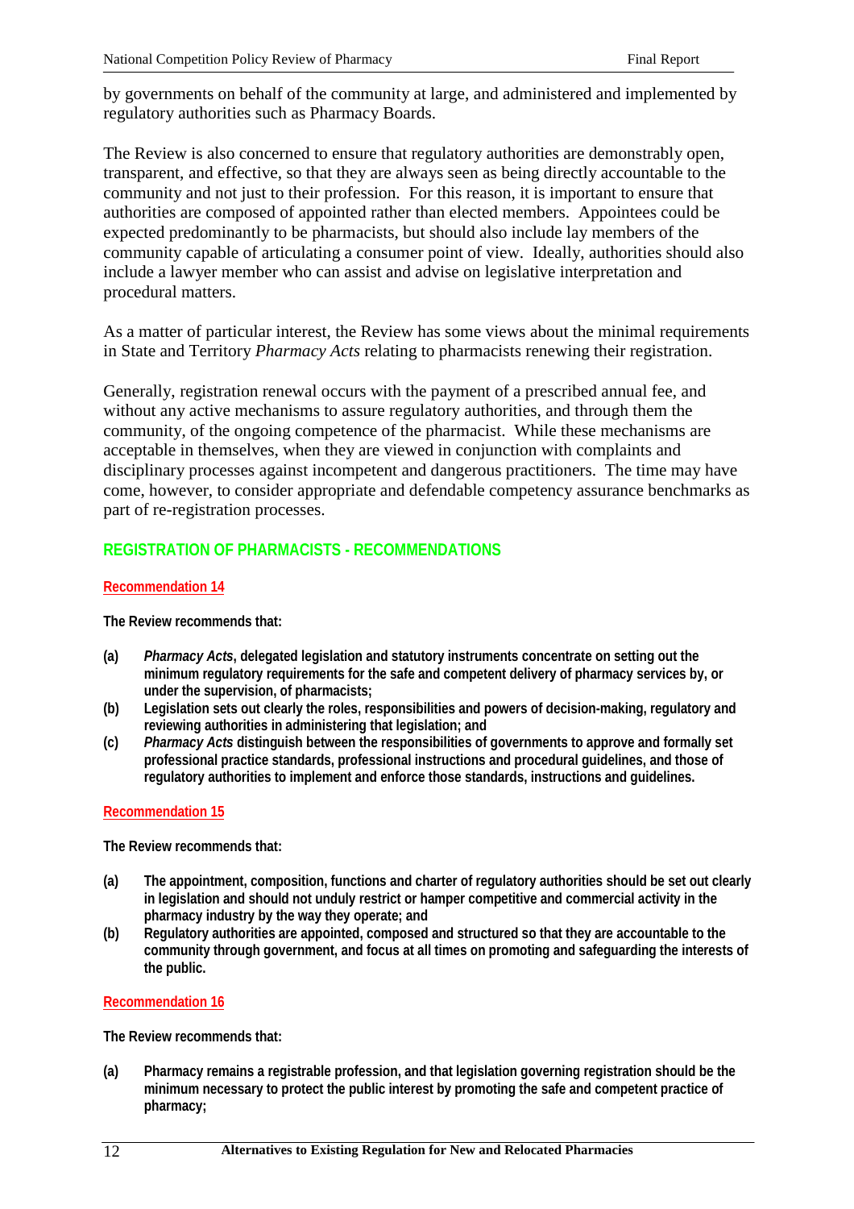by governments on behalf of the community at large, and administered and implemented by regulatory authorities such as Pharmacy Boards.

The Review is also concerned to ensure that regulatory authorities are demonstrably open, transparent, and effective, so that they are always seen as being directly accountable to the community and not just to their profession. For this reason, it is important to ensure that authorities are composed of appointed rather than elected members. Appointees could be expected predominantly to be pharmacists, but should also include lay members of the community capable of articulating a consumer point of view. Ideally, authorities should also include a lawyer member who can assist and advise on legislative interpretation and procedural matters.

As a matter of particular interest, the Review has some views about the minimal requirements in State and Territory *Pharmacy Acts* relating to pharmacists renewing their registration.

Generally, registration renewal occurs with the payment of a prescribed annual fee, and without any active mechanisms to assure regulatory authorities, and through them the community, of the ongoing competence of the pharmacist. While these mechanisms are acceptable in themselves, when they are viewed in conjunction with complaints and disciplinary processes against incompetent and dangerous practitioners. The time may have come, however, to consider appropriate and defendable competency assurance benchmarks as part of re-registration processes.

## REGISTRATION OF PHARMACISTS - RECOMMENDATIONS

### Recommendation 14

**The Review recommends that:**

**(a)** ***Pharmacy Acts*, delegated legislation and statutory instruments concentrate on setting out the minimum regulatory requirements for the safe and competent delivery of pharmacy services by, or under the supervision, of pharmacists;**

**(b)** **Legislation sets out clearly the roles, responsibilities and powers of decision-making, regulatory and reviewing authorities in administering that legislation; and**

**(c)** ***Pharmacy Acts* distinguish between the responsibilities of governments to approve and formally set professional practice standards, professional instructions and procedural guidelines, and those of regulatory authorities to implement and enforce those standards, instructions and guidelines.**

### Recommendation 15

**The Review recommends that:**

**(a)** **The appointment, composition, functions and charter of regulatory authorities should be set out clearly in legislation and should not unduly restrict or hamper competitive and commercial activity in the pharmacy industry by the way they operate; and**

**(b)** **Regulatory authorities are appointed, composed and structured so that they are accountable to the community through government, and focus at all times on promoting and safeguarding the interests of the public.**

### Recommendation 16

**The Review recommends that:**

**(a)** **Pharmacy remains a registrable profession, and that legislation governing registration should be the minimum necessary to protect the public interest by promoting the safe and competent practice of pharmacy;**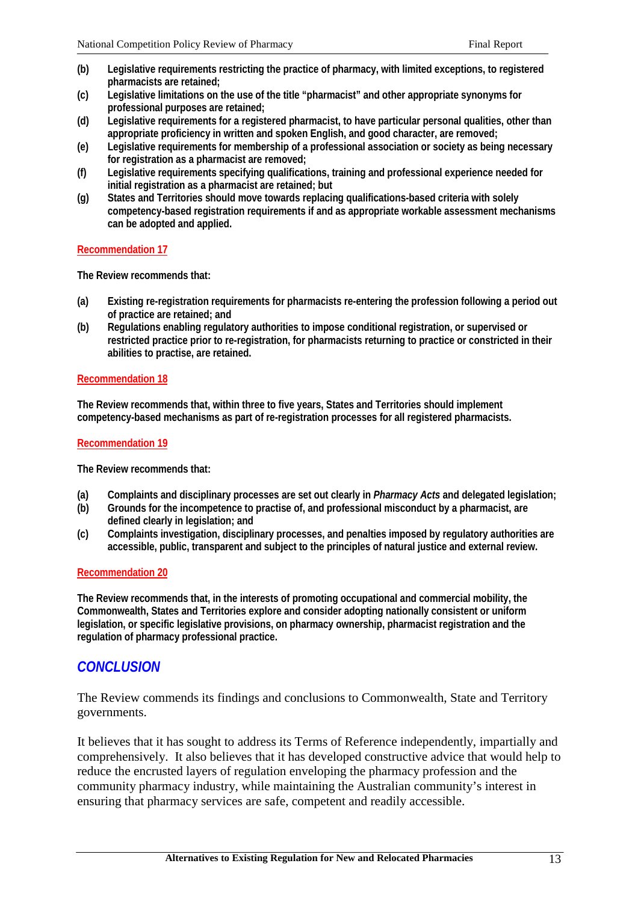**(b) Legislative requirements restricting the practice of pharmacy, with limited exceptions, to registered pharmacists are retained;**

**(c) Legislative limitations on the use of the title "pharmacist" and other appropriate synonyms for professional purposes are retained;**

**(d) Legislative requirements for a registered pharmacist, to have particular personal qualities, other than appropriate proficiency in written and spoken English, and good character, are removed;**

**(e) Legislative requirements for membership of a professional association or society as being necessary for registration as a pharmacist are removed;**

**(f) Legislative requirements specifying qualifications, training and professional experience needed for initial registration as a pharmacist are retained; but**

**(g) States and Territories should move towards replacing qualifications-based criteria with solely competency-based registration requirements if and as appropriate workable assessment mechanisms can be adopted and applied.**

### Recommendation 17

**The Review recommends that:**

**(a) Existing re-registration requirements for pharmacists re-entering the profession following a period out of practice are retained; and**

**(b) Regulations enabling regulatory authorities to impose conditional registration, or supervised or restricted practice prior to re-registration, for pharmacists returning to practice or constricted in their abilities to practise, are retained.**

### Recommendation 18

**The Review recommends that, within three to five years, States and Territories should implement competency-based mechanisms as part of re-registration processes for all registered pharmacists.**

### Recommendation 19

**The Review recommends that:**

**(a) Complaints and disciplinary processes are set out clearly in *Pharmacy Acts* and delegated legislation;**

**(b) Grounds for the incompetence to practise of, and professional misconduct by a pharmacist, are defined clearly in legislation; and**

**(c) Complaints investigation, disciplinary processes, and penalties imposed by regulatory authorities are accessible, public, transparent and subject to the principles of natural justice and external review.**

### Recommendation 20

**The Review recommends that, in the interests of promoting occupational and commercial mobility, the Commonwealth, States and Territories explore and consider adopting nationally consistent or uniform legislation, or specific legislative provisions, on pharmacy ownership, pharmacist registration and the regulation of pharmacy professional practice.**

## *CONCLUSION*

The Review commends its findings and conclusions to Commonwealth, State and Territory governments.

It believes that it has sought to address its Terms of Reference independently, impartially and comprehensively. It also believes that it has developed constructive advice that would help to reduce the encrusted layers of regulation enveloping the pharmacy profession and the community pharmacy industry, while maintaining the Australian community's interest in ensuring that pharmacy services are safe, competent and readily accessible.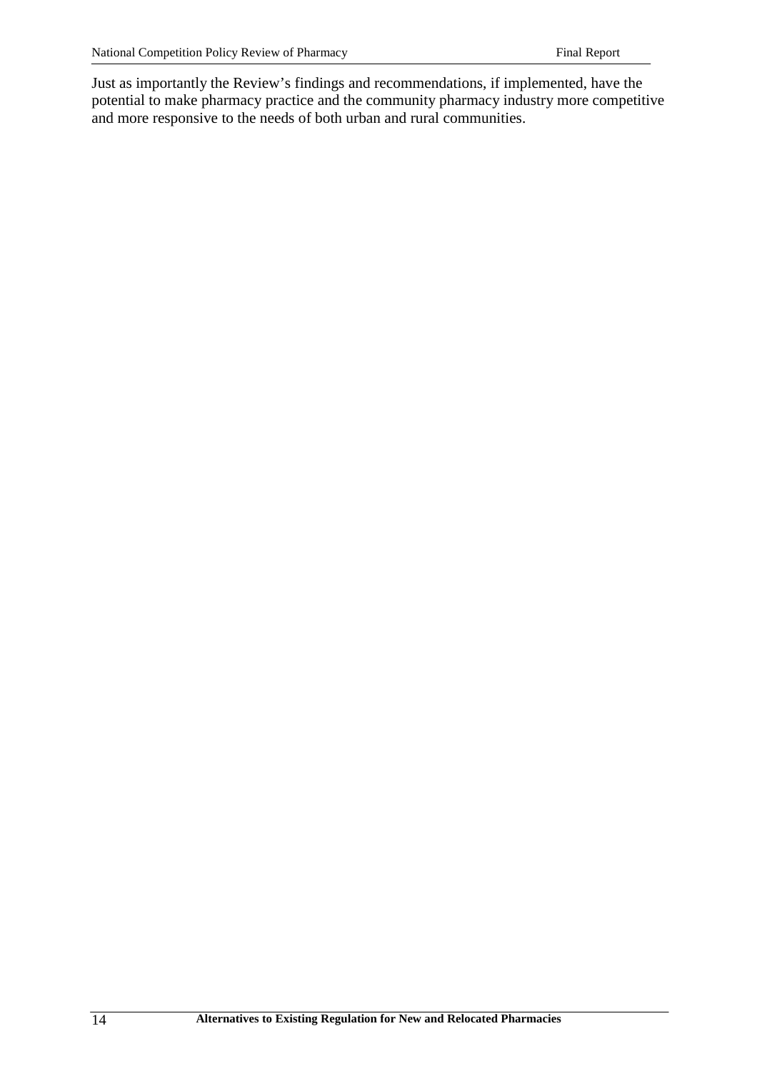Just as importantly the Review's findings and recommendations, if implemented, have the potential to make pharmacy practice and the community pharmacy industry more competitive and more responsive to the needs of both urban and rural communities.